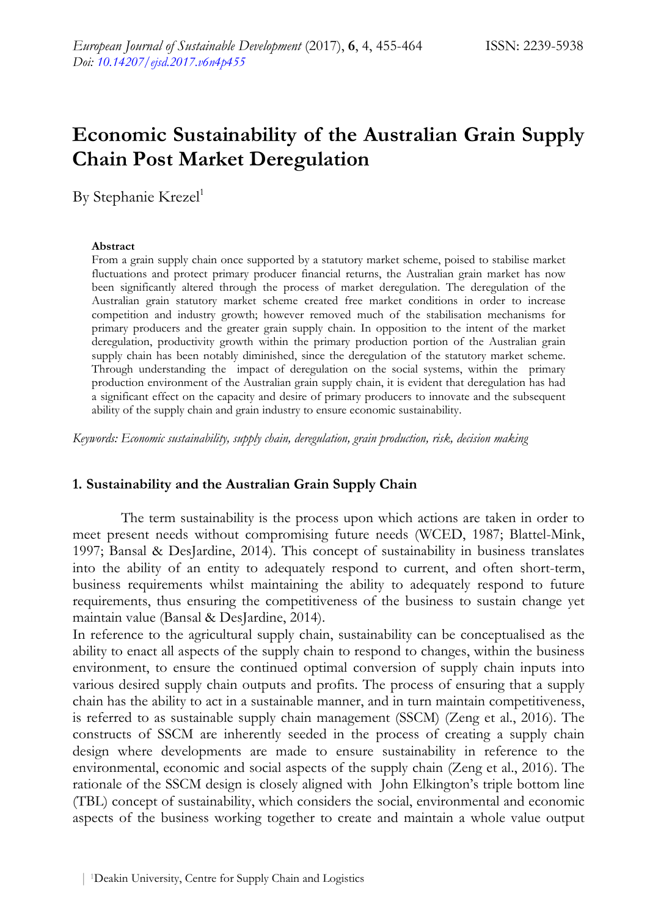# Economic Sustainability of the Australian Grain Supply Chain Post Market Deregulation

By Stephanie Krezel[1]

**Abstract**

From a grain supply chain once supported by a statutory market scheme, poised to stabilise market fluctuations and protect primary producer financial returns, the Australian grain market has now been significantly altered through the process of market deregulation. The deregulation of the Australian grain statutory market scheme created free market conditions in order to increase competition and industry growth; however removed much of the stabilisation mechanisms for primary producers and the greater grain supply chain. In opposition to the intent of the market deregulation, productivity growth within the primary production portion of the Australian grain supply chain has been notably diminished, since the deregulation of the statutory market scheme. Through understanding the impact of deregulation on the social systems, within the primary production environment of the Australian grain supply chain, it is evident that deregulation has had a significant effect on the capacity and desire of primary producers to innovate and the subsequent ability of the supply chain and grain industry to ensure economic sustainability.

*Keywords: Economic sustainability, supply chain, deregulation, grain production, risk, decision making*

## 1. Sustainability and the Australian Grain Supply Chain

The term sustainability is the process upon which actions are taken in order to meet present needs without compromising future needs (WCED, 1987; Blattel-Mink, 1997; Bansal & DesJardine, 2014). This concept of sustainability in business translates into the ability of an entity to adequately respond to current, and often short-term, business requirements whilst maintaining the ability to adequately respond to future requirements, thus ensuring the competitiveness of the business to sustain change yet maintain value (Bansal & DesJardine, 2014).

In reference to the agricultural supply chain, sustainability can be conceptualised as the ability to enact all aspects of the supply chain to respond to changes, within the business environment, to ensure the continued optimal conversion of supply chain inputs into various desired supply chain outputs and profits. The process of ensuring that a supply chain has the ability to act in a sustainable manner, and in turn maintain competitiveness, is referred to as sustainable supply chain management (SSCM) (Zeng et al., 2016). The constructs of SSCM are inherently seeded in the process of creating a supply chain design where developments are made to ensure sustainability in reference to the environmental, economic and social aspects of the supply chain (Zeng et al., 2016). The rationale of the SSCM design is closely aligned with John Elkington's triple bottom line (TBL) concept of sustainability, which considers the social, environmental and economic aspects of the business working together to create and maintain a whole value output

[1] Deakin University, Centre for Supply Chain and Logistics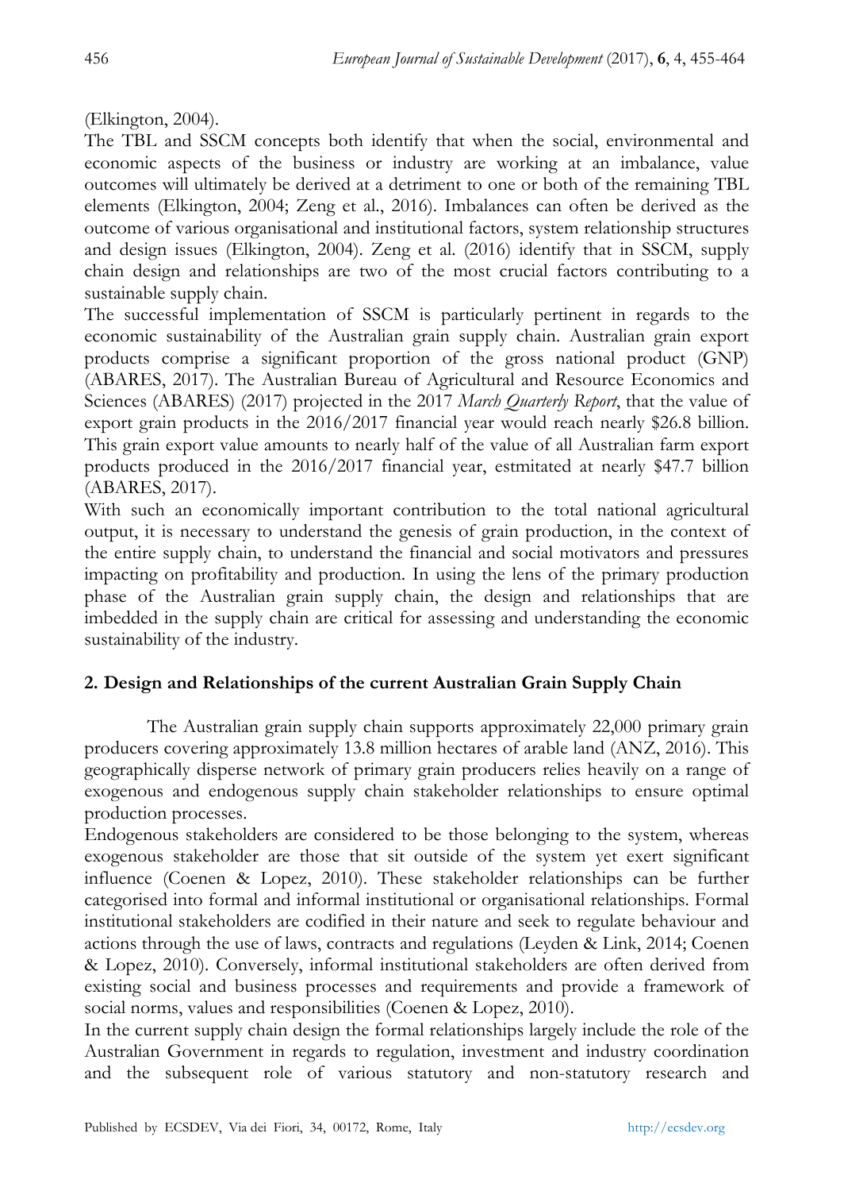(Elkington, 2004).

The TBL and SSCM concepts both identify that when the social, environmental and economic aspects of the business or industry are working at an imbalance, value outcomes will ultimately be derived at a detriment to one or both of the remaining TBL elements (Elkington, 2004; Zeng et al., 2016). Imbalances can often be derived as the outcome of various organisational and institutional factors, system relationship structures and design issues (Elkington, 2004). Zeng et al. (2016) identify that in SSCM, supply chain design and relationships are two of the most crucial factors contributing to a sustainable supply chain.

The successful implementation of SSCM is particularly pertinent in regards to the economic sustainability of the Australian grain supply chain. Australian grain export products comprise a significant proportion of the gross national product (GNP) (ABARES, 2017). The Australian Bureau of Agricultural and Resource Economics and Sciences (ABARES) (2017) projected in the 2017 *March Quarterly Report*, that the value of export grain products in the 2016/2017 financial year would reach nearly $26.8 billion. This grain export value amounts to nearly half of the value of all Australian farm export products produced in the 2016/2017 financial year, estmitated at nearly $47.7 billion (ABARES, 2017).

With such an economically important contribution to the total national agricultural output, it is necessary to understand the genesis of grain production, in the context of the entire supply chain, to understand the financial and social motivators and pressures impacting on profitability and production. In using the lens of the primary production phase of the Australian grain supply chain, the design and relationships that are imbedded in the supply chain are critical for assessing and understanding the economic sustainability of the industry.

## 2. Design and Relationships of the current Australian Grain Supply Chain

The Australian grain supply chain supports approximately 22,000 primary grain producers covering approximately 13.8 million hectares of arable land (ANZ, 2016). This geographically disperse network of primary grain producers relies heavily on a range of exogenous and endogenous supply chain stakeholder relationships to ensure optimal production processes.

Endogenous stakeholders are considered to be those belonging to the system, whereas exogenous stakeholder are those that sit outside of the system yet exert significant influence (Coenen & Lopez, 2010). These stakeholder relationships can be further categorised into formal and informal institutional or organisational relationships. Formal institutional stakeholders are codified in their nature and seek to regulate behaviour and actions through the use of laws, contracts and regulations (Leyden & Link, 2014; Coenen & Lopez, 2010). Conversely, informal institutional stakeholders are often derived from existing social and business processes and requirements and provide a framework of social norms, values and responsibilities (Coenen & Lopez, 2010).

In the current supply chain design the formal relationships largely include the role of the Australian Government in regards to regulation, investment and industry coordination and the subsequent role of various statutory and non-statutory research and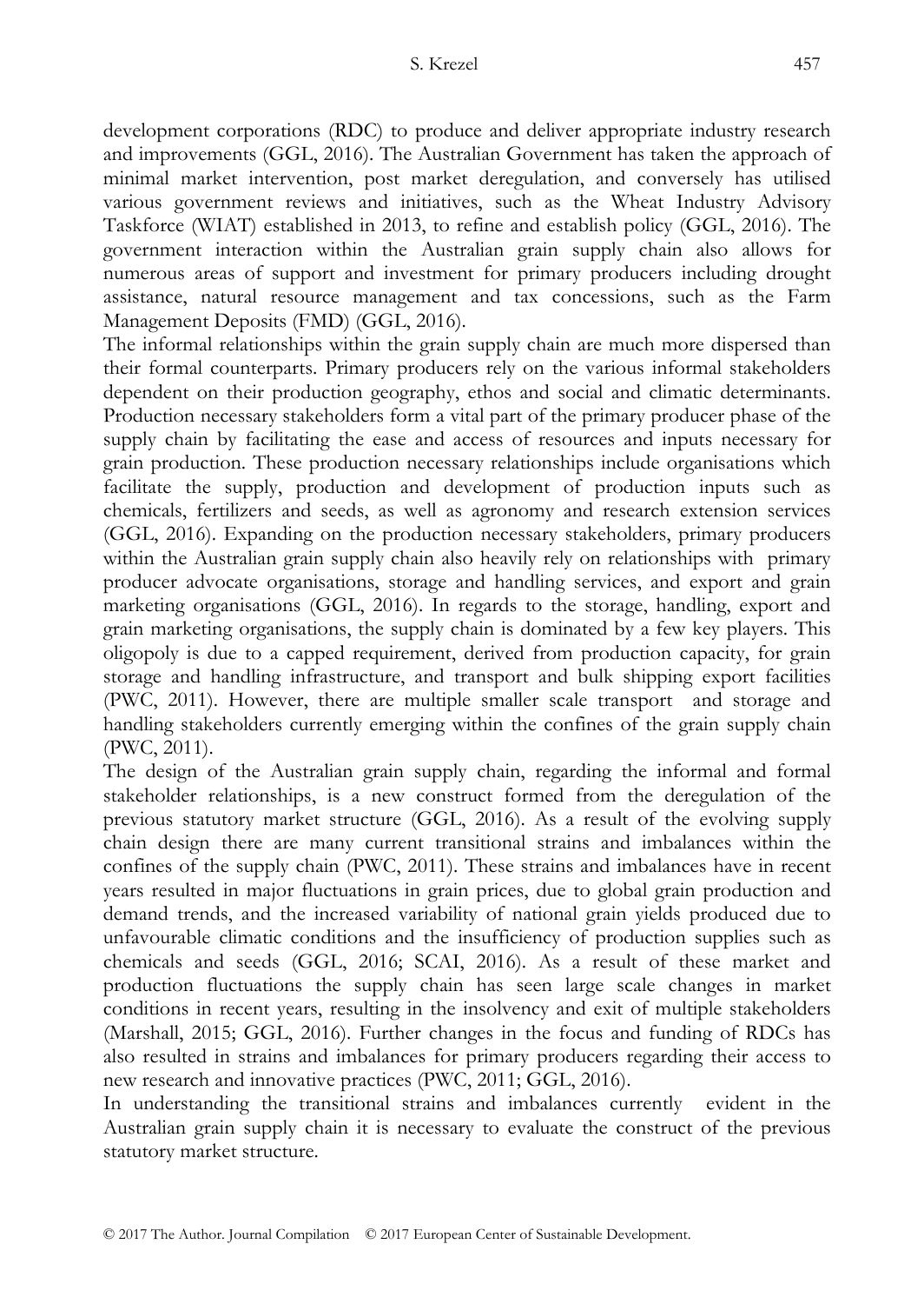development corporations (RDC) to produce and deliver appropriate industry research and improvements (GGL, 2016). The Australian Government has taken the approach of minimal market intervention, post market deregulation, and conversely has utilised various government reviews and initiatives, such as the Wheat Industry Advisory Taskforce (WIAT) established in 2013, to refine and establish policy (GGL, 2016). The government interaction within the Australian grain supply chain also allows for numerous areas of support and investment for primary producers including drought assistance, natural resource management and tax concessions, such as the Farm Management Deposits (FMD) (GGL, 2016).

The informal relationships within the grain supply chain are much more dispersed than their formal counterparts. Primary producers rely on the various informal stakeholders dependent on their production geography, ethos and social and climatic determinants. Production necessary stakeholders form a vital part of the primary producer phase of the supply chain by facilitating the ease and access of resources and inputs necessary for grain production. These production necessary relationships include organisations which facilitate the supply, production and development of production inputs such as chemicals, fertilizers and seeds, as well as agronomy and research extension services (GGL, 2016). Expanding on the production necessary stakeholders, primary producers within the Australian grain supply chain also heavily rely on relationships with primary producer advocate organisations, storage and handling services, and export and grain marketing organisations (GGL, 2016). In regards to the storage, handling, export and grain marketing organisations, the supply chain is dominated by a few key players. This oligopoly is due to a capped requirement, derived from production capacity, for grain storage and handling infrastructure, and transport and bulk shipping export facilities (PWC, 2011). However, there are multiple smaller scale transport and storage and handling stakeholders currently emerging within the confines of the grain supply chain (PWC, 2011).

The design of the Australian grain supply chain, regarding the informal and formal stakeholder relationships, is a new construct formed from the deregulation of the previous statutory market structure (GGL, 2016). As a result of the evolving supply chain design there are many current transitional strains and imbalances within the confines of the supply chain (PWC, 2011). These strains and imbalances have in recent years resulted in major fluctuations in grain prices, due to global grain production and demand trends, and the increased variability of national grain yields produced due to unfavourable climatic conditions and the insufficiency of production supplies such as chemicals and seeds (GGL, 2016; SCAI, 2016). As a result of these market and production fluctuations the supply chain has seen large scale changes in market conditions in recent years, resulting in the insolvency and exit of multiple stakeholders (Marshall, 2015; GGL, 2016). Further changes in the focus and funding of RDCs has also resulted in strains and imbalances for primary producers regarding their access to new research and innovative practices (PWC, 2011; GGL, 2016).

In understanding the transitional strains and imbalances currently evident in the Australian grain supply chain it is necessary to evaluate the construct of the previous statutory market structure.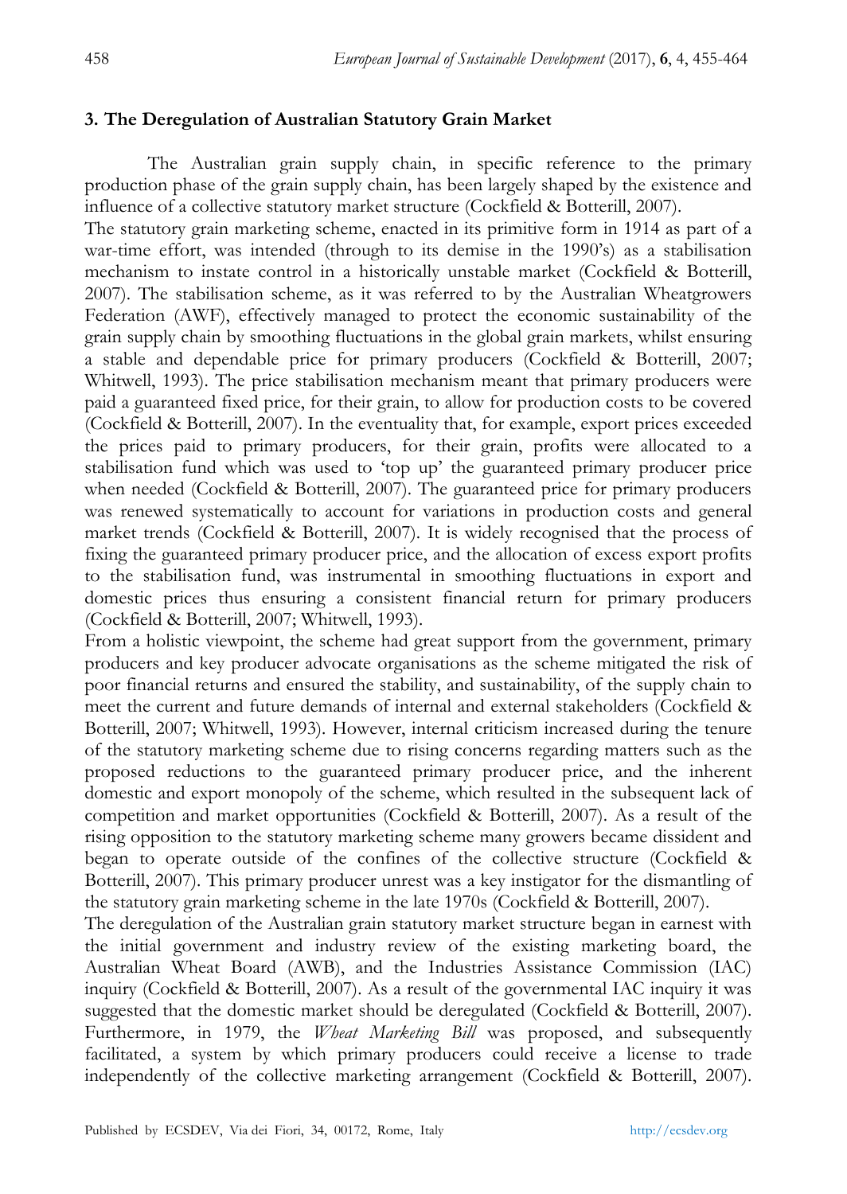## 3. The Deregulation of Australian Statutory Grain Market

The Australian grain supply chain, in specific reference to the primary production phase of the grain supply chain, has been largely shaped by the existence and influence of a collective statutory market structure (Cockfield & Botterill, 2007).

The statutory grain marketing scheme, enacted in its primitive form in 1914 as part of a war-time effort, was intended (through to its demise in the 1990's) as a stabilisation mechanism to instate control in a historically unstable market (Cockfield & Botterill, 2007). The stabilisation scheme, as it was referred to by the Australian Wheatgrowers Federation (AWF), effectively managed to protect the economic sustainability of the grain supply chain by smoothing fluctuations in the global grain markets, whilst ensuring a stable and dependable price for primary producers (Cockfield & Botterill, 2007; Whitwell, 1993). The price stabilisation mechanism meant that primary producers were paid a guaranteed fixed price, for their grain, to allow for production costs to be covered (Cockfield & Botterill, 2007). In the eventuality that, for example, export prices exceeded the prices paid to primary producers, for their grain, profits were allocated to a stabilisation fund which was used to 'top up' the guaranteed primary producer price when needed (Cockfield & Botterill, 2007). The guaranteed price for primary producers was renewed systematically to account for variations in production costs and general market trends (Cockfield & Botterill, 2007). It is widely recognised that the process of fixing the guaranteed primary producer price, and the allocation of excess export profits to the stabilisation fund, was instrumental in smoothing fluctuations in export and domestic prices thus ensuring a consistent financial return for primary producers (Cockfield & Botterill, 2007; Whitwell, 1993).

From a holistic viewpoint, the scheme had great support from the government, primary producers and key producer advocate organisations as the scheme mitigated the risk of poor financial returns and ensured the stability, and sustainability, of the supply chain to meet the current and future demands of internal and external stakeholders (Cockfield & Botterill, 2007; Whitwell, 1993). However, internal criticism increased during the tenure of the statutory marketing scheme due to rising concerns regarding matters such as the proposed reductions to the guaranteed primary producer price, and the inherent domestic and export monopoly of the scheme, which resulted in the subsequent lack of competition and market opportunities (Cockfield & Botterill, 2007). As a result of the rising opposition to the statutory marketing scheme many growers became dissident and began to operate outside of the confines of the collective structure (Cockfield & Botterill, 2007). This primary producer unrest was a key instigator for the dismantling of the statutory grain marketing scheme in the late 1970s (Cockfield & Botterill, 2007).

The deregulation of the Australian grain statutory market structure began in earnest with the initial government and industry review of the existing marketing board, the Australian Wheat Board (AWB), and the Industries Assistance Commission (IAC) inquiry (Cockfield & Botterill, 2007). As a result of the governmental IAC inquiry it was suggested that the domestic market should be deregulated (Cockfield & Botterill, 2007). Furthermore, in 1979, the *Wheat Marketing Bill* was proposed, and subsequently facilitated, a system by which primary producers could receive a license to trade independently of the collective marketing arrangement (Cockfield & Botterill, 2007).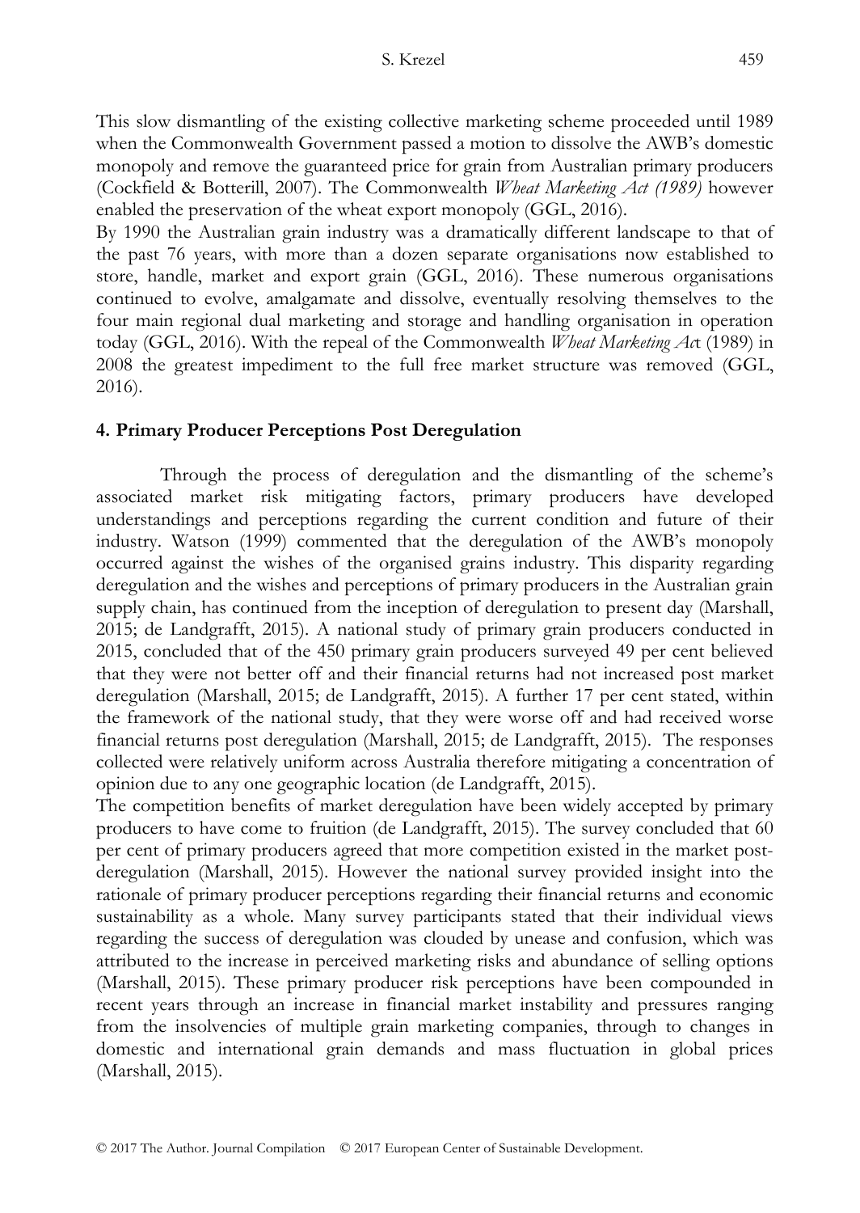This slow dismantling of the existing collective marketing scheme proceeded until 1989 when the Commonwealth Government passed a motion to dissolve the AWB's domestic monopoly and remove the guaranteed price for grain from Australian primary producers (Cockfield & Botterill, 2007). The Commonwealth *Wheat Marketing Act (1989)* however enabled the preservation of the wheat export monopoly (GGL, 2016).

By 1990 the Australian grain industry was a dramatically different landscape to that of the past 76 years, with more than a dozen separate organisations now established to store, handle, market and export grain (GGL, 2016). These numerous organisations continued to evolve, amalgamate and dissolve, eventually resolving themselves to the four main regional dual marketing and storage and handling organisation in operation today (GGL, 2016). With the repeal of the Commonwealth *Wheat Marketing Act* (1989) in 2008 the greatest impediment to the full free market structure was removed (GGL, 2016).

## 4. Primary Producer Perceptions Post Deregulation

Through the process of deregulation and the dismantling of the scheme's associated market risk mitigating factors, primary producers have developed understandings and perceptions regarding the current condition and future of their industry. Watson (1999) commented that the deregulation of the AWB's monopoly occurred against the wishes of the organised grains industry. This disparity regarding deregulation and the wishes and perceptions of primary producers in the Australian grain supply chain, has continued from the inception of deregulation to present day (Marshall, 2015; de Landgrafft, 2015). A national study of primary grain producers conducted in 2015, concluded that of the 450 primary grain producers surveyed 49 per cent believed that they were not better off and their financial returns had not increased post market deregulation (Marshall, 2015; de Landgrafft, 2015). A further 17 per cent stated, within the framework of the national study, that they were worse off and had received worse financial returns post deregulation (Marshall, 2015; de Landgrafft, 2015). The responses collected were relatively uniform across Australia therefore mitigating a concentration of opinion due to any one geographic location (de Landgrafft, 2015).

The competition benefits of market deregulation have been widely accepted by primary producers to have come to fruition (de Landgrafft, 2015). The survey concluded that 60 per cent of primary producers agreed that more competition existed in the market post-deregulation (Marshall, 2015). However the national survey provided insight into the rationale of primary producer perceptions regarding their financial returns and economic sustainability as a whole. Many survey participants stated that their individual views regarding the success of deregulation was clouded by unease and confusion, which was attributed to the increase in perceived marketing risks and abundance of selling options (Marshall, 2015). These primary producer risk perceptions have been compounded in recent years through an increase in financial market instability and pressures ranging from the insolvencies of multiple grain marketing companies, through to changes in domestic and international grain demands and mass fluctuation in global prices (Marshall, 2015).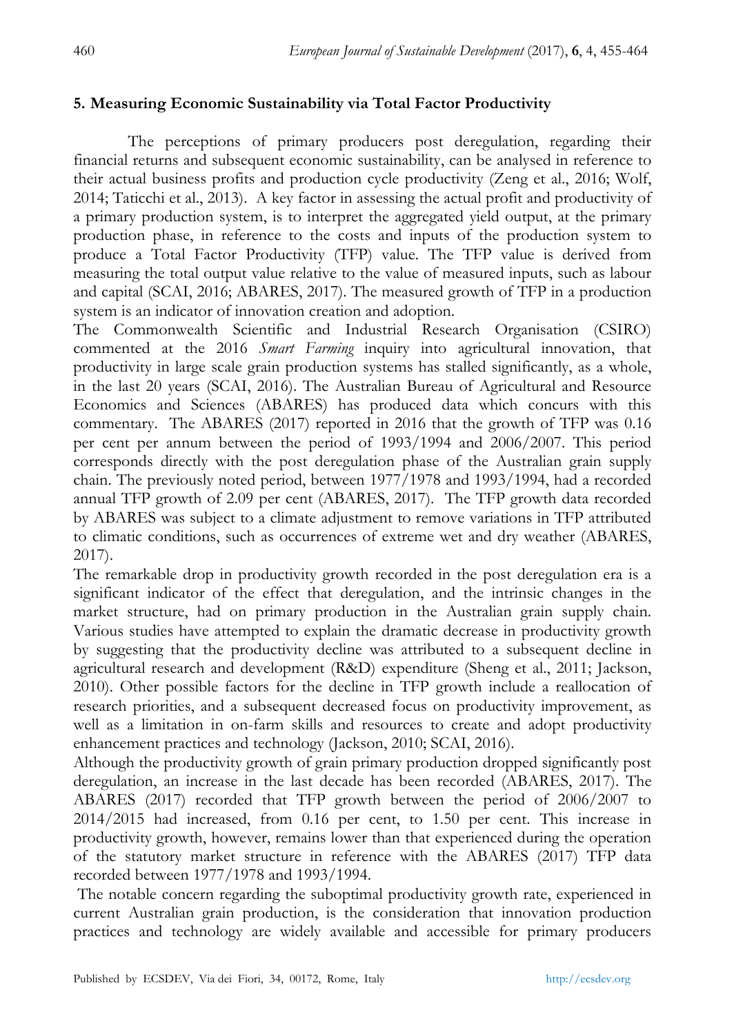## 5. Measuring Economic Sustainability via Total Factor Productivity

The perceptions of primary producers post deregulation, regarding their financial returns and subsequent economic sustainability, can be analysed in reference to their actual business profits and production cycle productivity (Zeng et al., 2016; Wolf, 2014; Taticchi et al., 2013). A key factor in assessing the actual profit and productivity of a primary production system, is to interpret the aggregated yield output, at the primary production phase, in reference to the costs and inputs of the production system to produce a Total Factor Productivity (TFP) value. The TFP value is derived from measuring the total output value relative to the value of measured inputs, such as labour and capital (SCAI, 2016; ABARES, 2017). The measured growth of TFP in a production system is an indicator of innovation creation and adoption.

The Commonwealth Scientific and Industrial Research Organisation (CSIRO) commented at the 2016 *Smart Farming* inquiry into agricultural innovation, that productivity in large scale grain production systems has stalled significantly, as a whole, in the last 20 years (SCAI, 2016). The Australian Bureau of Agricultural and Resource Economics and Sciences (ABARES) has produced data which concurs with this commentary. The ABARES (2017) reported in 2016 that the growth of TFP was 0.16 per cent per annum between the period of 1993/1994 and 2006/2007. This period corresponds directly with the post deregulation phase of the Australian grain supply chain. The previously noted period, between 1977/1978 and 1993/1994, had a recorded annual TFP growth of 2.09 per cent (ABARES, 2017). The TFP growth data recorded by ABARES was subject to a climate adjustment to remove variations in TFP attributed to climatic conditions, such as occurrences of extreme wet and dry weather (ABARES, 2017).

The remarkable drop in productivity growth recorded in the post deregulation era is a significant indicator of the effect that deregulation, and the intrinsic changes in the market structure, had on primary production in the Australian grain supply chain. Various studies have attempted to explain the dramatic decrease in productivity growth by suggesting that the productivity decline was attributed to a subsequent decline in agricultural research and development (R&D) expenditure (Sheng et al., 2011; Jackson, 2010). Other possible factors for the decline in TFP growth include a reallocation of research priorities, and a subsequent decreased focus on productivity improvement, as well as a limitation in on-farm skills and resources to create and adopt productivity enhancement practices and technology (Jackson, 2010; SCAI, 2016).

Although the productivity growth of grain primary production dropped significantly post deregulation, an increase in the last decade has been recorded (ABARES, 2017). The ABARES (2017) recorded that TFP growth between the period of 2006/2007 to 2014/2015 had increased, from 0.16 per cent, to 1.50 per cent. This increase in productivity growth, however, remains lower than that experienced during the operation of the statutory market structure in reference with the ABARES (2017) TFP data recorded between 1977/1978 and 1993/1994.

The notable concern regarding the suboptimal productivity growth rate, experienced in current Australian grain production, is the consideration that innovation production practices and technology are widely available and accessible for primary producers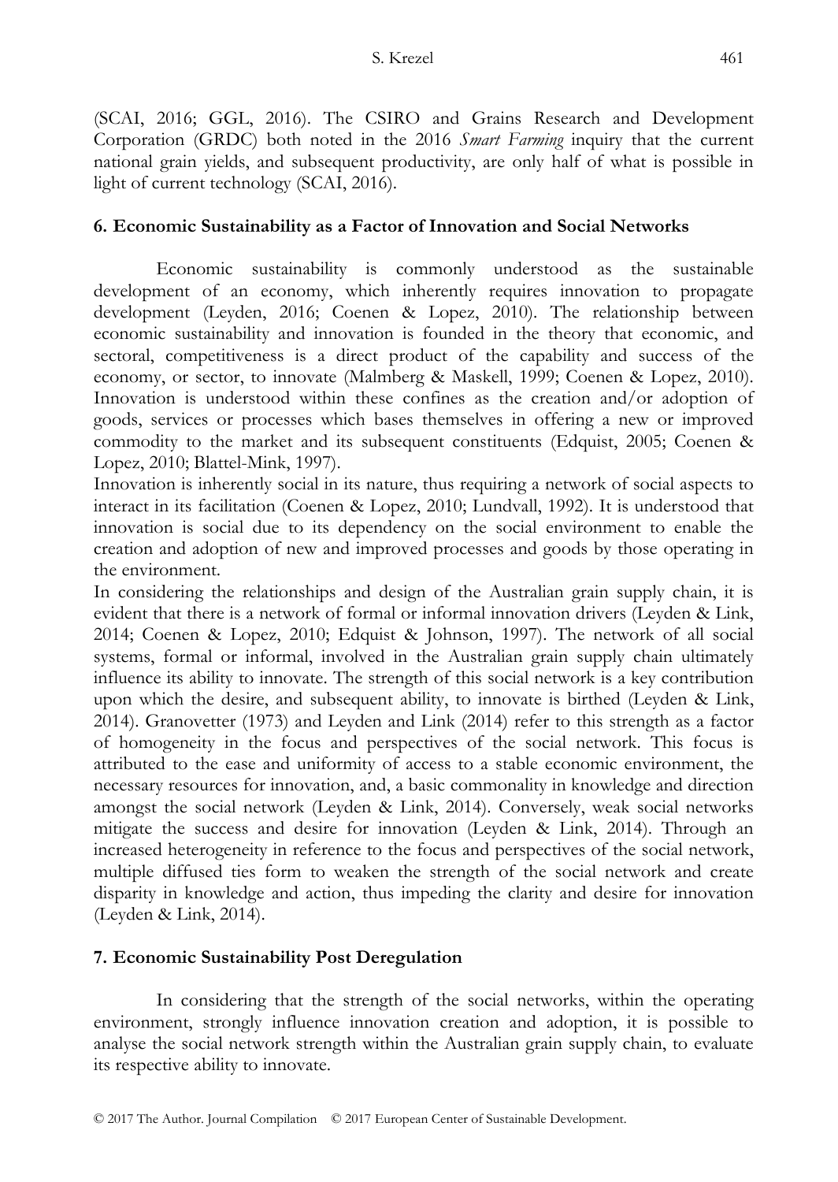(SCAI, 2016; GGL, 2016). The CSIRO and Grains Research and Development Corporation (GRDC) both noted in the 2016 *Smart Farming* inquiry that the current national grain yields, and subsequent productivity, are only half of what is possible in light of current technology (SCAI, 2016).

## 6. Economic Sustainability as a Factor of Innovation and Social Networks

Economic sustainability is commonly understood as the sustainable development of an economy, which inherently requires innovation to propagate development (Leyden, 2016; Coenen & Lopez, 2010). The relationship between economic sustainability and innovation is founded in the theory that economic, and sectoral, competitiveness is a direct product of the capability and success of the economy, or sector, to innovate (Malmberg & Maskell, 1999; Coenen & Lopez, 2010). Innovation is understood within these confines as the creation and/or adoption of goods, services or processes which bases themselves in offering a new or improved commodity to the market and its subsequent constituents (Edquist, 2005; Coenen & Lopez, 2010; Blattel-Mink, 1997).

Innovation is inherently social in its nature, thus requiring a network of social aspects to interact in its facilitation (Coenen & Lopez, 2010; Lundvall, 1992). It is understood that innovation is social due to its dependency on the social environment to enable the creation and adoption of new and improved processes and goods by those operating in the environment.

In considering the relationships and design of the Australian grain supply chain, it is evident that there is a network of formal or informal innovation drivers (Leyden & Link, 2014; Coenen & Lopez, 2010; Edquist & Johnson, 1997). The network of all social systems, formal or informal, involved in the Australian grain supply chain ultimately influence its ability to innovate. The strength of this social network is a key contribution upon which the desire, and subsequent ability, to innovate is birthed (Leyden & Link, 2014). Granovetter (1973) and Leyden and Link (2014) refer to this strength as a factor of homogeneity in the focus and perspectives of the social network. This focus is attributed to the ease and uniformity of access to a stable economic environment, the necessary resources for innovation, and, a basic commonality in knowledge and direction amongst the social network (Leyden & Link, 2014). Conversely, weak social networks mitigate the success and desire for innovation (Leyden & Link, 2014). Through an increased heterogeneity in reference to the focus and perspectives of the social network, multiple diffused ties form to weaken the strength of the social network and create disparity in knowledge and action, thus impeding the clarity and desire for innovation (Leyden & Link, 2014).

## 7. Economic Sustainability Post Deregulation

In considering that the strength of the social networks, within the operating environment, strongly influence innovation creation and adoption, it is possible to analyse the social network strength within the Australian grain supply chain, to evaluate its respective ability to innovate.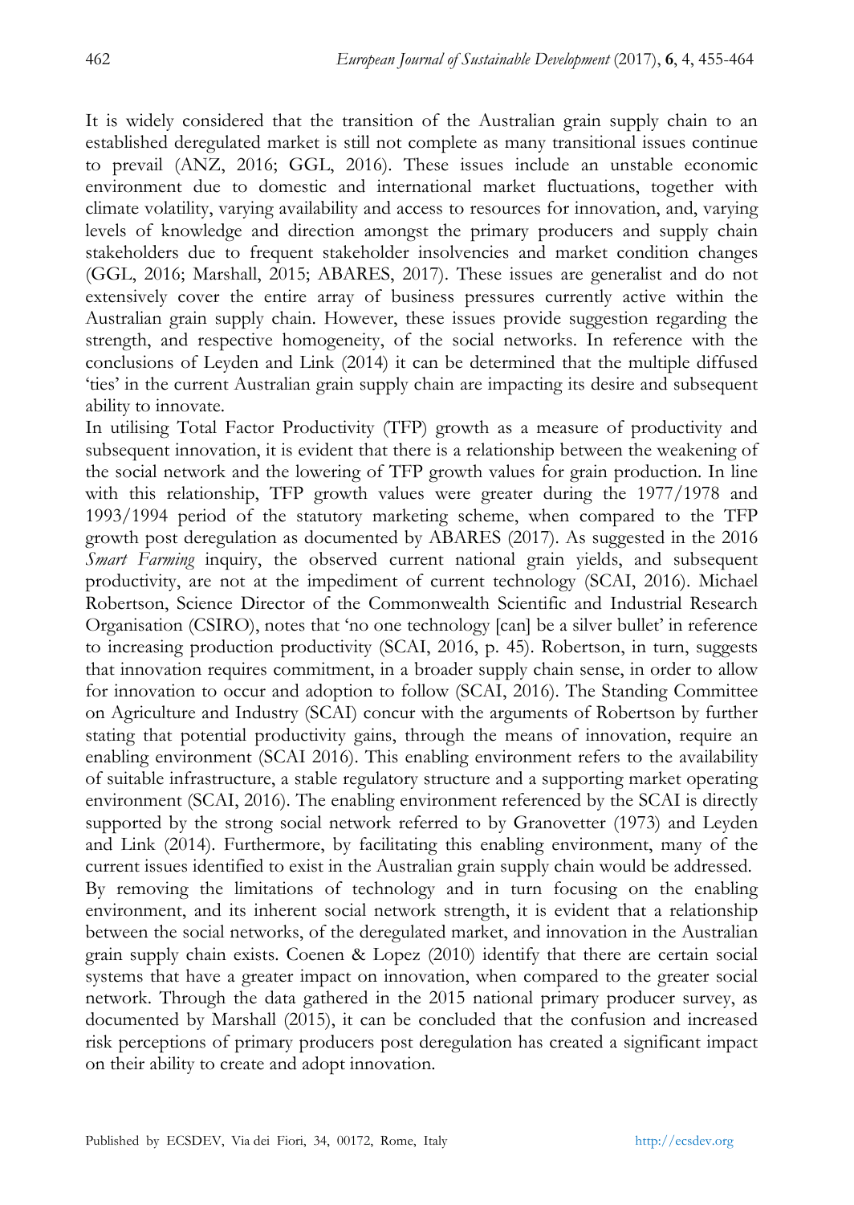It is widely considered that the transition of the Australian grain supply chain to an established deregulated market is still not complete as many transitional issues continue to prevail (ANZ, 2016; GGL, 2016). These issues include an unstable economic environment due to domestic and international market fluctuations, together with climate volatility, varying availability and access to resources for innovation, and, varying levels of knowledge and direction amongst the primary producers and supply chain stakeholders due to frequent stakeholder insolvencies and market condition changes (GGL, 2016; Marshall, 2015; ABARES, 2017). These issues are generalist and do not extensively cover the entire array of business pressures currently active within the Australian grain supply chain. However, these issues provide suggestion regarding the strength, and respective homogeneity, of the social networks. In reference with the conclusions of Leyden and Link (2014) it can be determined that the multiple diffused 'ties' in the current Australian grain supply chain are impacting its desire and subsequent ability to innovate.

In utilising Total Factor Productivity (TFP) growth as a measure of productivity and subsequent innovation, it is evident that there is a relationship between the weakening of the social network and the lowering of TFP growth values for grain production. In line with this relationship, TFP growth values were greater during the 1977/1978 and 1993/1994 period of the statutory marketing scheme, when compared to the TFP growth post deregulation as documented by ABARES (2017). As suggested in the 2016 *Smart Farming* inquiry, the observed current national grain yields, and subsequent productivity, are not at the impediment of current technology (SCAI, 2016). Michael Robertson, Science Director of the Commonwealth Scientific and Industrial Research Organisation (CSIRO), notes that 'no one technology [can] be a silver bullet' in reference to increasing production productivity (SCAI, 2016, p. 45). Robertson, in turn, suggests that innovation requires commitment, in a broader supply chain sense, in order to allow for innovation to occur and adoption to follow (SCAI, 2016). The Standing Committee on Agriculture and Industry (SCAI) concur with the arguments of Robertson by further stating that potential productivity gains, through the means of innovation, require an enabling environment (SCAI 2016). This enabling environment refers to the availability of suitable infrastructure, a stable regulatory structure and a supporting market operating environment (SCAI, 2016). The enabling environment referenced by the SCAI is directly supported by the strong social network referred to by Granovetter (1973) and Leyden and Link (2014). Furthermore, by facilitating this enabling environment, many of the current issues identified to exist in the Australian grain supply chain would be addressed.

By removing the limitations of technology and in turn focusing on the enabling environment, and its inherent social network strength, it is evident that a relationship between the social networks, of the deregulated market, and innovation in the Australian grain supply chain exists. Coenen & Lopez (2010) identify that there are certain social systems that have a greater impact on innovation, when compared to the greater social network. Through the data gathered in the 2015 national primary producer survey, as documented by Marshall (2015), it can be concluded that the confusion and increased risk perceptions of primary producers post deregulation has created a significant impact on their ability to create and adopt innovation.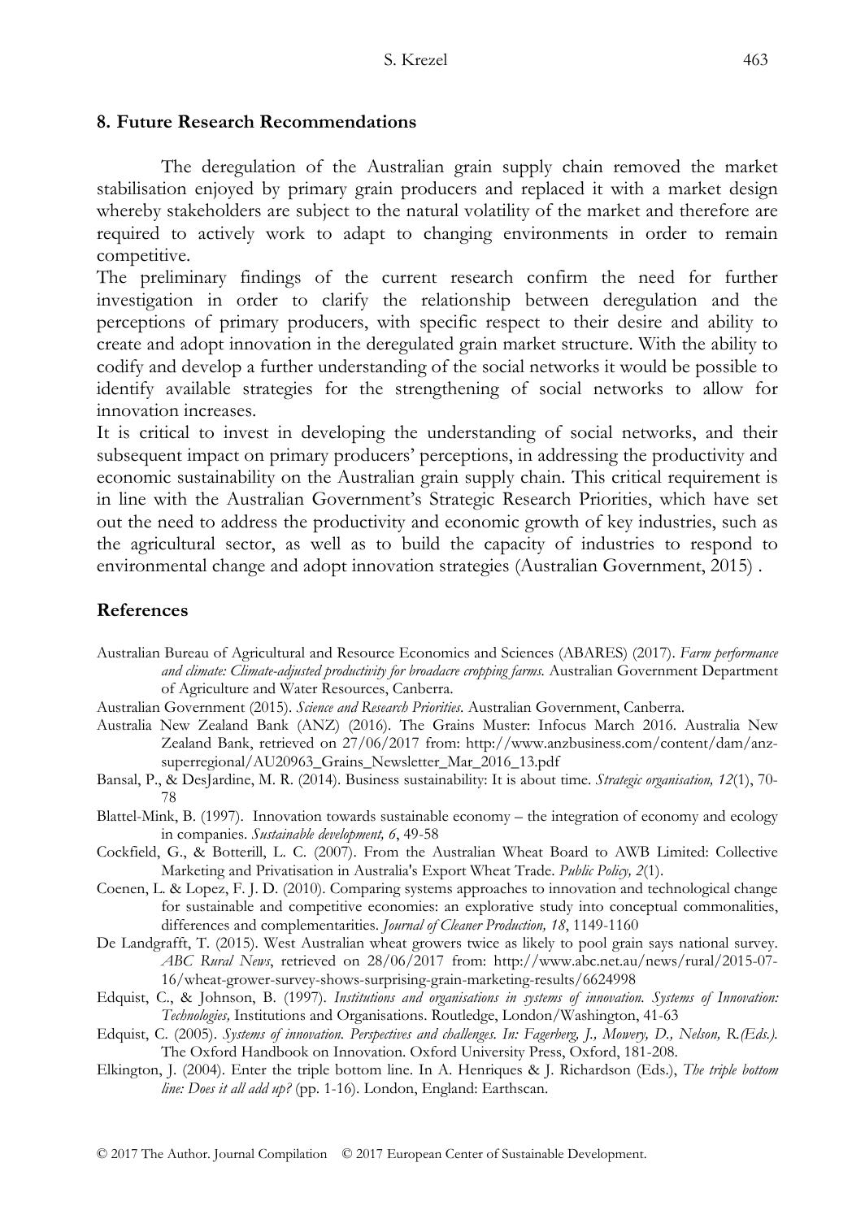## 8. Future Research Recommendations

The deregulation of the Australian grain supply chain removed the market stabilisation enjoyed by primary grain producers and replaced it with a market design whereby stakeholders are subject to the natural volatility of the market and therefore are required to actively work to adapt to changing environments in order to remain competitive.

The preliminary findings of the current research confirm the need for further investigation in order to clarify the relationship between deregulation and the perceptions of primary producers, with specific respect to their desire and ability to create and adopt innovation in the deregulated grain market structure. With the ability to codify and develop a further understanding of the social networks it would be possible to identify available strategies for the strengthening of social networks to allow for innovation increases.

It is critical to invest in developing the understanding of social networks, and their subsequent impact on primary producers' perceptions, in addressing the productivity and economic sustainability on the Australian grain supply chain. This critical requirement is in line with the Australian Government's Strategic Research Priorities, which have set out the need to address the productivity and economic growth of key industries, such as the agricultural sector, as well as to build the capacity of industries to respond to environmental change and adopt innovation strategies (Australian Government, 2015) .

## References

Australian Bureau of Agricultural and Resource Economics and Sciences (ABARES) (2017). *Farm performance and climate: Climate-adjusted productivity for broadacre cropping farms.* Australian Government Department of Agriculture and Water Resources, Canberra.

Australian Government (2015). *Science and Research Priorities*. Australian Government, Canberra.

Australia New Zealand Bank (ANZ) (2016). The Grains Muster: Infocus March 2016. Australia New Zealand Bank, retrieved on 27/06/2017 from: http://www.anzbusiness.com/content/dam/anz-superregional/AU20963_Grains_Newsletter_Mar_2016_13.pdf

Bansal, P., & DesJardine, M. R. (2014). Business sustainability: It is about time. *Strategic organisation, 12*(1), 70-78

Blattel-Mink, B. (1997). Innovation towards sustainable economy – the integration of economy and ecology in companies. *Sustainable development, 6*, 49-58

Cockfield, G., & Botterill, L. C. (2007). From the Australian Wheat Board to AWB Limited: Collective Marketing and Privatisation in Australia's Export Wheat Trade. *Public Policy, 2*(1).

Coenen, L. & Lopez, F. J. D. (2010). Comparing systems approaches to innovation and technological change for sustainable and competitive economies: an explorative study into conceptual commonalities, differences and complementarities. *Journal of Cleaner Production, 18*, 1149-1160

De Landgrafft, T. (2015). West Australian wheat growers twice as likely to pool grain says national survey. *ABC Rural News*, retrieved on 28/06/2017 from: http://www.abc.net.au/news/rural/2015-07-16/wheat-grower-survey-shows-surprising-grain-marketing-results/6624998

Edquist, C., & Johnson, B. (1997). *Institutions and organisations in systems of innovation. Systems of Innovation: Technologies,* Institutions and Organisations. Routledge, London/Washington, 41-63

Edquist, C. (2005). *Systems of innovation. Perspectives and challenges. In: Fagerberg, J., Mowery, D., Nelson, R.(Eds.).* The Oxford Handbook on Innovation. Oxford University Press, Oxford, 181-208.

Elkington, J. (2004). Enter the triple bottom line. In A. Henriques & J. Richardson (Eds.), *The triple bottom line: Does it all add up?* (pp. 1-16). London, England: Earthscan.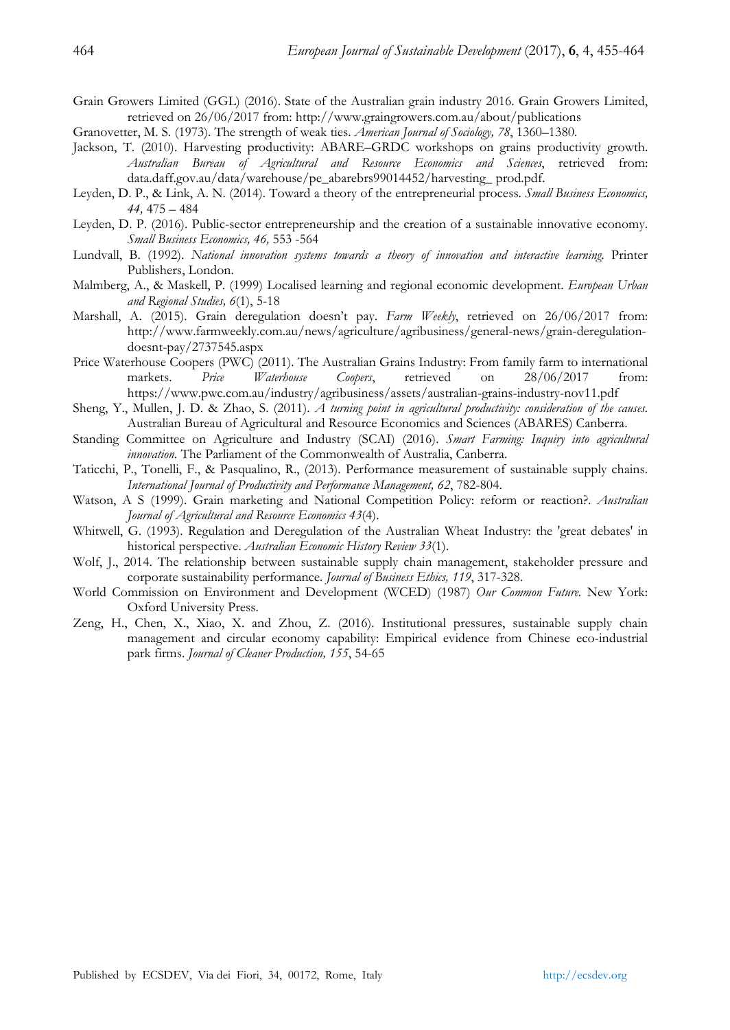Grain Growers Limited (GGL) (2016). State of the Australian grain industry 2016. Grain Growers Limited, retrieved on 26/06/2017 from: http://www.graingrowers.com.au/about/publications

Granovetter, M. S. (1973). The strength of weak ties. *American Journal of Sociology, 78*, 1360–1380.

Jackson, T. (2010). Harvesting productivity: ABARE–GRDC workshops on grains productivity growth. *Australian Bureau of Agricultural and Resource Economics and Sciences*, retrieved from: data.daff.gov.au/data/warehouse/pe_abarebrs99014452/harvesting_ prod.pdf.

Leyden, D. P., & Link, A. N. (2014). Toward a theory of the entrepreneurial process. *Small Business Economics, 44,* 475 – 484

Leyden, D. P. (2016). Public-sector entrepreneurship and the creation of a sustainable innovative economy. *Small Business Economics, 46,* 553 -564

Lundvall, B. (1992). *National innovation systems towards a theory of innovation and interactive learning.* Printer Publishers, London.

Malmberg, A., & Maskell, P. (1999) Localised learning and regional economic development. *European Urban and Regional Studies, 6*(1), 5-18

Marshall, A. (2015). Grain deregulation doesn't pay. *Farm Weekly*, retrieved on 26/06/2017 from: http://www.farmweekly.com.au/news/agriculture/agribusiness/general-news/grain-deregulation-doesnt-pay/2737545.aspx

Price Waterhouse Coopers (PWC) (2011). The Australian Grains Industry: From family farm to international markets. *Price Waterhouse Coopers*, retrieved on 28/06/2017 from: https://www.pwc.com.au/industry/agribusiness/assets/australian-grains-industry-nov11.pdf

Sheng, Y., Mullen, J. D. & Zhao, S. (2011). *A turning point in agricultural productivity: consideration of the causes.* Australian Bureau of Agricultural and Resource Economics and Sciences (ABARES) Canberra.

Standing Committee on Agriculture and Industry (SCAI) (2016). *Smart Farming: Inquiry into agricultural innovation.* The Parliament of the Commonwealth of Australia, Canberra.

Taticchi, P., Tonelli, F., & Pasqualino, R., (2013). Performance measurement of sustainable supply chains. *International Journal of Productivity and Performance Management, 62*, 782-804.

Watson, A S (1999). Grain marketing and National Competition Policy: reform or reaction?. *Australian Journal of Agricultural and Resource Economics 43*(4).

Whitwell, G. (1993). Regulation and Deregulation of the Australian Wheat Industry: the 'great debates' in historical perspective. *Australian Economic History Review 33*(1).

Wolf, J., 2014. The relationship between sustainable supply chain management, stakeholder pressure and corporate sustainability performance. *Journal of Business Ethics, 119*, 317-328.

World Commission on Environment and Development (WCED) (1987) *Our Common Future.* New York: Oxford University Press.

Zeng, H., Chen, X., Xiao, X. and Zhou, Z. (2016). Institutional pressures, sustainable supply chain management and circular economy capability: Empirical evidence from Chinese eco-industrial park firms. *Journal of Cleaner Production, 155*, 54-65